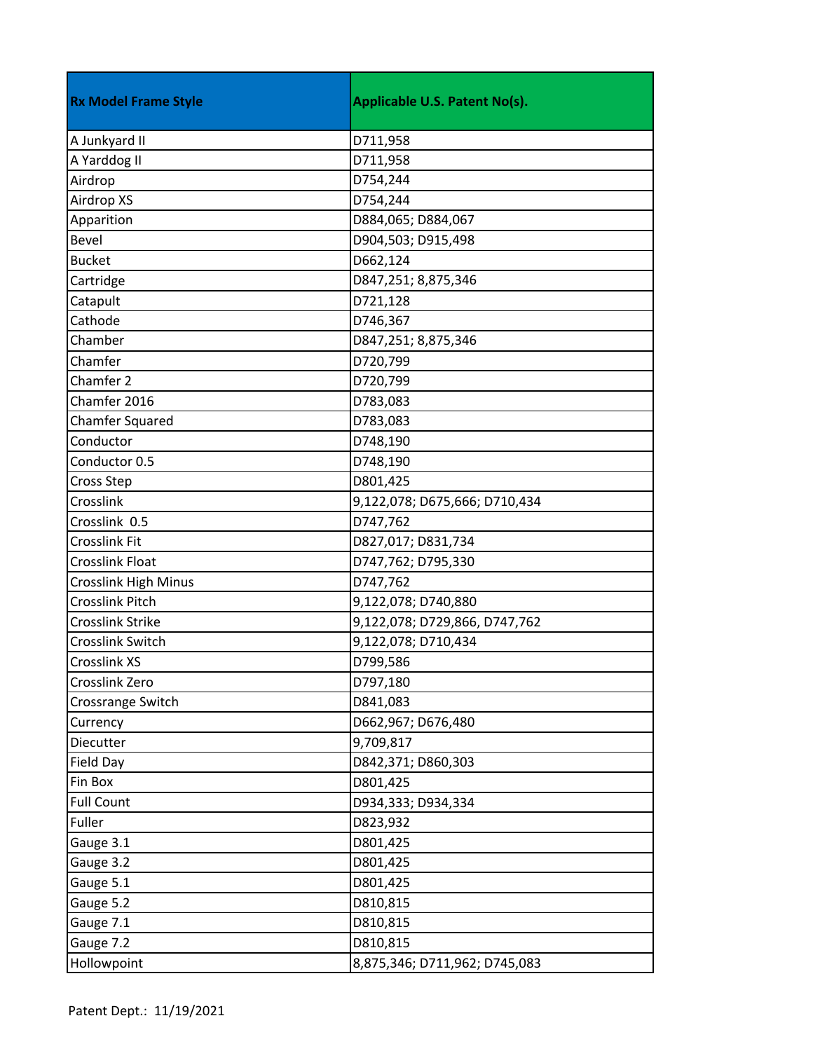| Rx Model Frame Style | Applicable U.S. Patent No(s). |
|---|---|
| A Junkyard II | D711,958 |
| A Yarddog II | D711,958 |
| Airdrop | D754,244 |
| Airdrop XS | D754,244 |
| Apparition | D884,065; D884,067 |
| Bevel | D904,503; D915,498 |
| Bucket | D662,124 |
| Cartridge | D847,251; 8,875,346 |
| Catapult | D721,128 |
| Cathode | D746,367 |
| Chamber | D847,251; 8,875,346 |
| Chamfer | D720,799 |
| Chamfer 2 | D720,799 |
| Chamfer 2016 | D783,083 |
| Chamfer Squared | D783,083 |
| Conductor | D748,190 |
| Conductor 0.5 | D748,190 |
| Cross Step | D801,425 |
| Crosslink | 9,122,078; D675,666; D710,434 |
| Crosslink  0.5 | D747,762 |
| Crosslink Fit | D827,017; D831,734 |
| Crosslink Float | D747,762; D795,330 |
| Crosslink High Minus | D747,762 |
| Crosslink Pitch | 9,122,078; D740,880 |
| Crosslink Strike | 9,122,078; D729,866, D747,762 |
| Crosslink Switch | 9,122,078; D710,434 |
| Crosslink XS | D799,586 |
| Crosslink Zero | D797,180 |
| Crossrange Switch | D841,083 |
| Currency | D662,967; D676,480 |
| Diecutter | 9,709,817 |
| Field Day | D842,371; D860,303 |
| Fin Box | D801,425 |
| Full Count | D934,333; D934,334 |
| Fuller | D823,932 |
| Gauge 3.1 | D801,425 |
| Gauge 3.2 | D801,425 |
| Gauge 5.1 | D801,425 |
| Gauge 5.2 | D810,815 |
| Gauge 7.1 | D810,815 |
| Gauge 7.2 | D810,815 |
| Hollowpoint | 8,875,346; D711,962; D745,083 |

Patent Dept.:  11/19/2021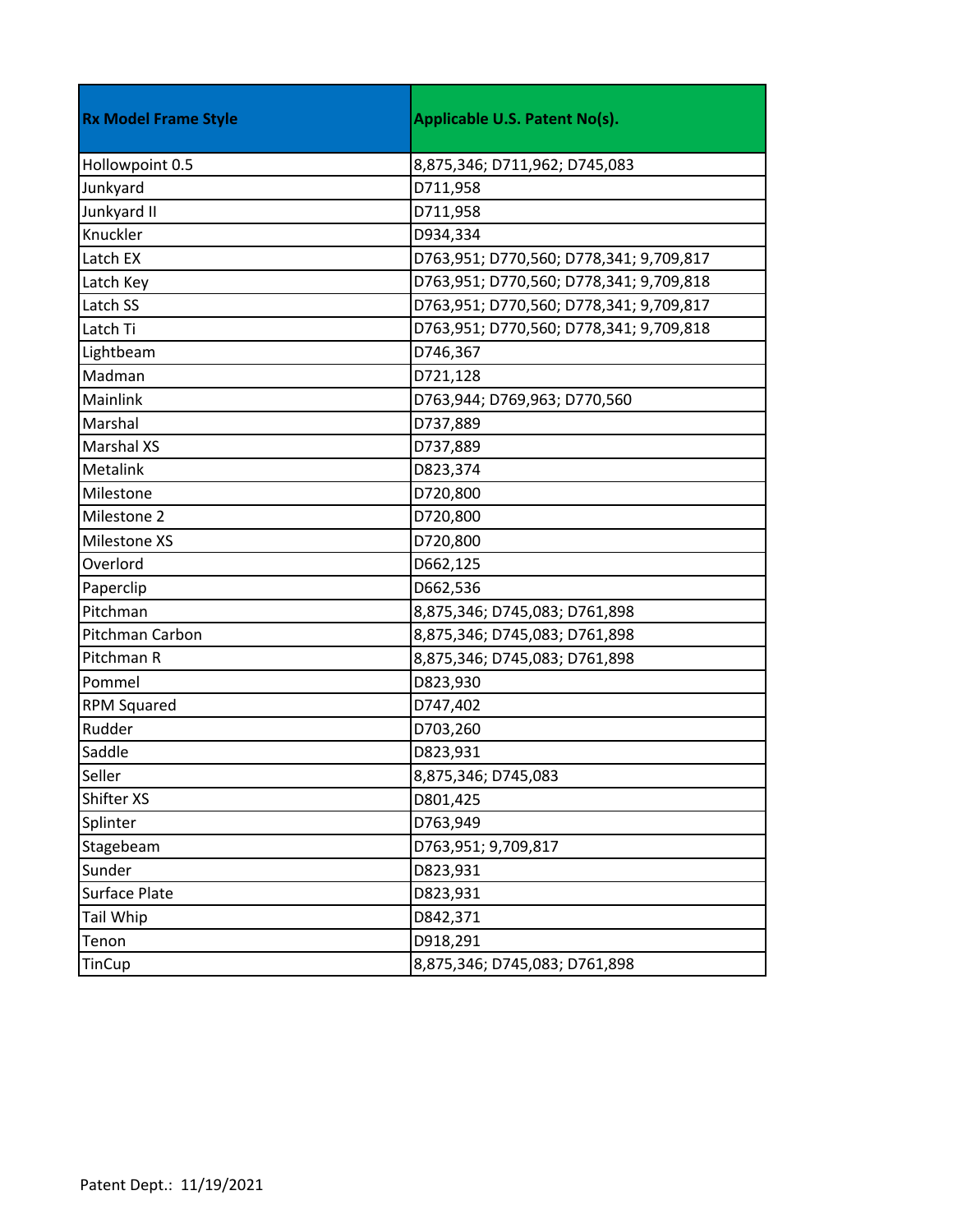| Rx Model Frame Style | Applicable U.S. Patent No(s). |
| --- | --- |
| Hollowpoint 0.5 | 8,875,346; D711,962; D745,083 |
| Junkyard | D711,958 |
| Junkyard II | D711,958 |
| Knuckler | D934,334 |
| Latch EX | D763,951; D770,560; D778,341; 9,709,817 |
| Latch Key | D763,951; D770,560; D778,341; 9,709,818 |
| Latch SS | D763,951; D770,560; D778,341; 9,709,817 |
| Latch Ti | D763,951; D770,560; D778,341; 9,709,818 |
| Lightbeam | D746,367 |
| Madman | D721,128 |
| Mainlink | D763,944; D769,963; D770,560 |
| Marshal | D737,889 |
| Marshal XS | D737,889 |
| Metalink | D823,374 |
| Milestone | D720,800 |
| Milestone 2 | D720,800 |
| Milestone XS | D720,800 |
| Overlord | D662,125 |
| Paperclip | D662,536 |
| Pitchman | 8,875,346; D745,083; D761,898 |
| Pitchman Carbon | 8,875,346; D745,083; D761,898 |
| Pitchman R | 8,875,346; D745,083; D761,898 |
| Pommel | D823,930 |
| RPM Squared | D747,402 |
| Rudder | D703,260 |
| Saddle | D823,931 |
| Seller | 8,875,346; D745,083 |
| Shifter XS | D801,425 |
| Splinter | D763,949 |
| Stagebeam | D763,951; 9,709,817 |
| Sunder | D823,931 |
| Surface Plate | D823,931 |
| Tail Whip | D842,371 |
| Tenon | D918,291 |
| TinCup | 8,875,346; D745,083; D761,898 |

Patent Dept.: 11/19/2021